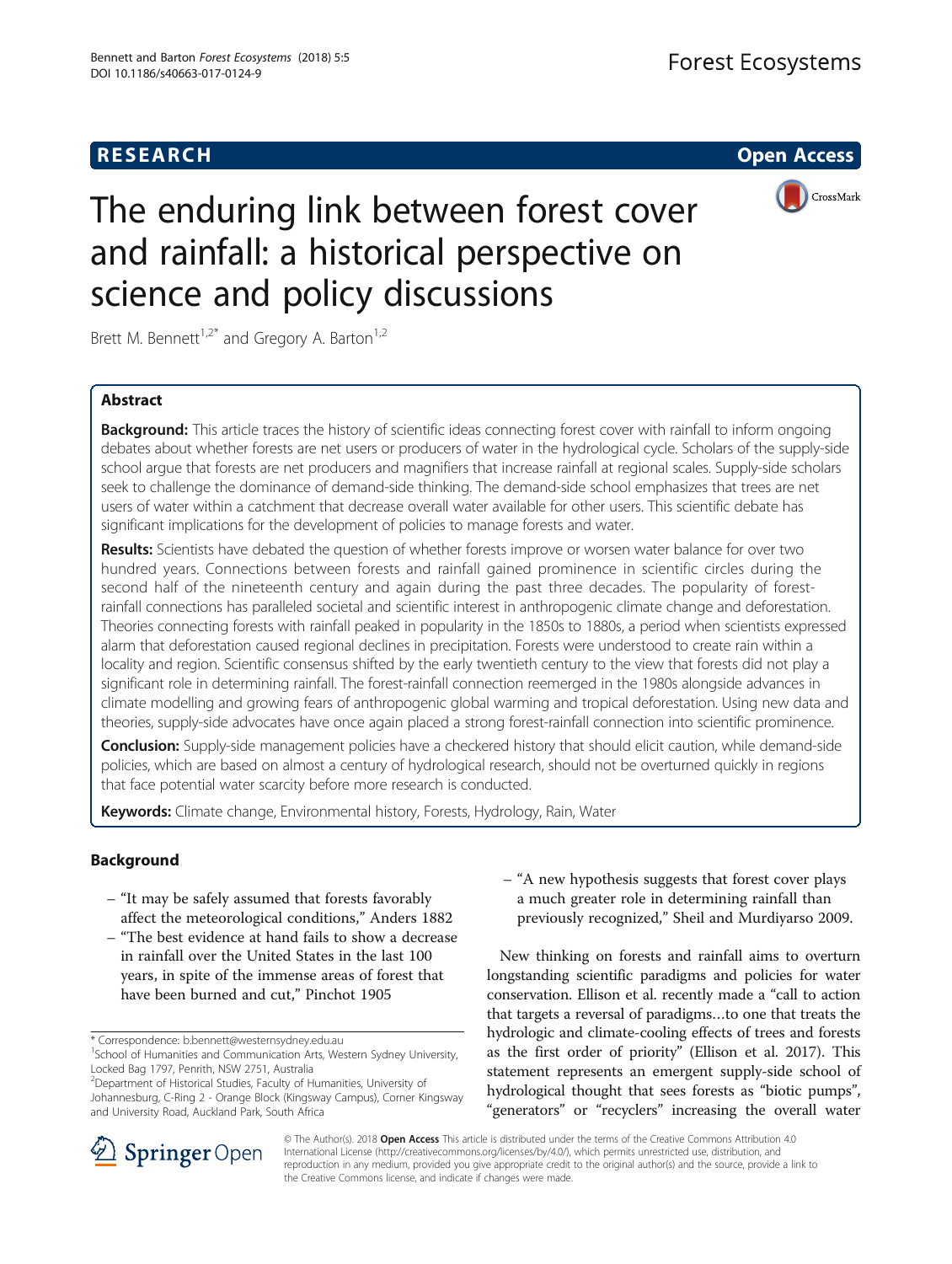**RESEARCH** **Open Access**

# The enduring link between forest cover and rainfall: a historical perspective on science and policy discussions

Brett M. Bennett[1,2*] and Gregory A. Barton[1,2]

## Abstract

**Background:** This article traces the history of scientific ideas connecting forest cover with rainfall to inform ongoing debates about whether forests are net users or producers of water in the hydrological cycle. Scholars of the supply-side school argue that forests are net producers and magnifiers that increase rainfall at regional scales. Supply-side scholars seek to challenge the dominance of demand-side thinking. The demand-side school emphasizes that trees are net users of water within a catchment that decrease overall water available for other users. This scientific debate has significant implications for the development of policies to manage forests and water.

**Results:** Scientists have debated the question of whether forests improve or worsen water balance for over two hundred years. Connections between forests and rainfall gained prominence in scientific circles during the second half of the nineteenth century and again during the past three decades. The popularity of forest-rainfall connections has paralleled societal and scientific interest in anthropogenic climate change and deforestation. Theories connecting forests with rainfall peaked in popularity in the 1850s to 1880s, a period when scientists expressed alarm that deforestation caused regional declines in precipitation. Forests were understood to create rain within a locality and region. Scientific consensus shifted by the early twentieth century to the view that forests did not play a significant role in determining rainfall. The forest-rainfall connection reemerged in the 1980s alongside advances in climate modelling and growing fears of anthropogenic global warming and tropical deforestation. Using new data and theories, supply-side advocates have once again placed a strong forest-rainfall connection into scientific prominence.

**Conclusion:** Supply-side management policies have a checkered history that should elicit caution, while demand-side policies, which are based on almost a century of hydrological research, should not be overturned quickly in regions that face potential water scarcity before more research is conducted.

**Keywords:** Climate change, Environmental history, Forests, Hydrology, Rain, Water

## Background

– "It may be safely assumed that forests favorably affect the meteorological conditions," Anders 1882

– "The best evidence at hand fails to show a decrease in rainfall over the United States in the last 100 years, in spite of the immense areas of forest that have been burned and cut," Pinchot 1905

– "A new hypothesis suggests that forest cover plays a much greater role in determining rainfall than previously recognized," Sheil and Murdiyarso 2009.

New thinking on forests and rainfall aims to overturn longstanding scientific paradigms and policies for water conservation. Ellison et al. recently made a "call to action that targets a reversal of paradigms…to one that treats the hydrologic and climate-cooling effects of trees and forests as the first order of priority" (Ellison et al. 2017). This statement represents an emergent supply-side school of hydrological thought that sees forests as "biotic pumps", "generators" or "recyclers" increasing the overall water

\* Correspondence: b.bennett@westernsydney.edu.au

[1]School of Humanities and Communication Arts, Western Sydney University, Locked Bag 1797, Penrith, NSW 2751, Australia

[2]Department of Historical Studies, Faculty of Humanities, University of Johannesburg, C-Ring 2 - Orange Block (Kingsway Campus), Corner Kingsway and University Road, Auckland Park, South Africa

© The Author(s). 2018 **Open Access** This article is distributed under the terms of the Creative Commons Attribution 4.0 International License (http://creativecommons.org/licenses/by/4.0/), which permits unrestricted use, distribution, and reproduction in any medium, provided you give appropriate credit to the original author(s) and the source, provide a link to the Creative Commons license, and indicate if changes were made.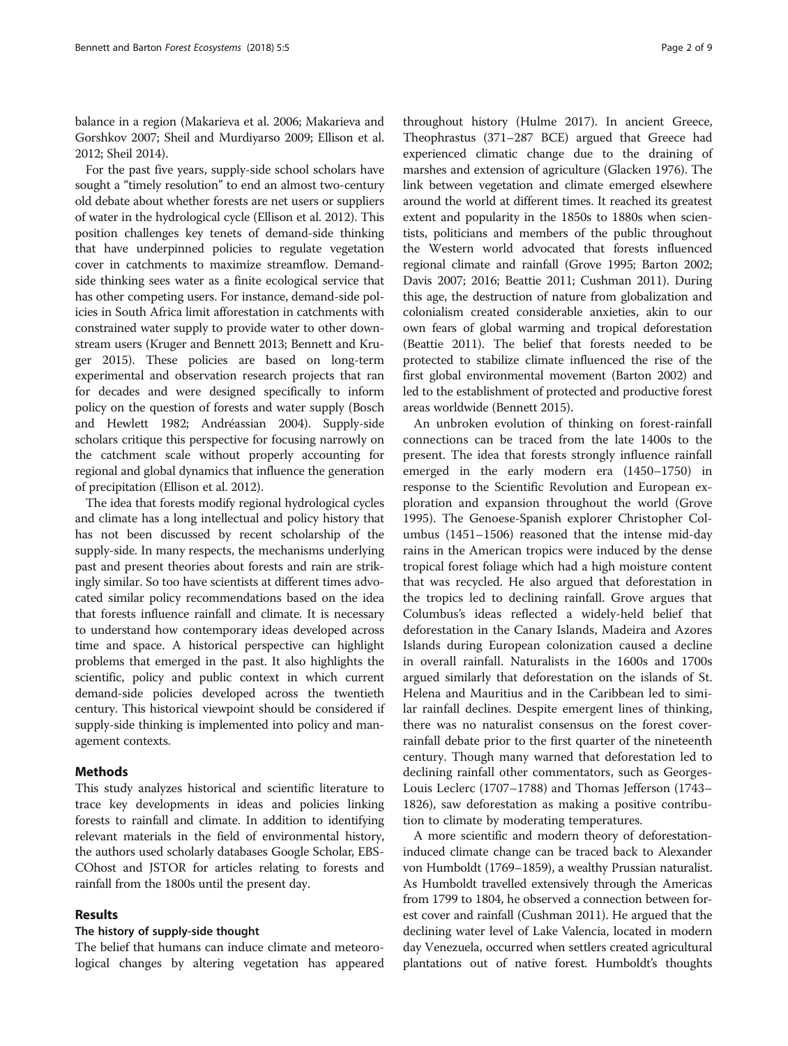balance in a region (Makarieva et al. 2006; Makarieva and Gorshkov 2007; Sheil and Murdiyarso 2009; Ellison et al. 2012; Sheil 2014).

For the past five years, supply-side school scholars have sought a "timely resolution" to end an almost two-century old debate about whether forests are net users or suppliers of water in the hydrological cycle (Ellison et al. 2012). This position challenges key tenets of demand-side thinking that have underpinned policies to regulate vegetation cover in catchments to maximize streamflow. Demand-side thinking sees water as a finite ecological service that has other competing users. For instance, demand-side policies in South Africa limit afforestation in catchments with constrained water supply to provide water to other downstream users (Kruger and Bennett 2013; Bennett and Kruger 2015). These policies are based on long-term experimental and observation research projects that ran for decades and were designed specifically to inform policy on the question of forests and water supply (Bosch and Hewlett 1982; Andréassian 2004). Supply-side scholars critique this perspective for focusing narrowly on the catchment scale without properly accounting for regional and global dynamics that influence the generation of precipitation (Ellison et al. 2012).

The idea that forests modify regional hydrological cycles and climate has a long intellectual and policy history that has not been discussed by recent scholarship of the supply-side. In many respects, the mechanisms underlying past and present theories about forests and rain are strikingly similar. So too have scientists at different times advocated similar policy recommendations based on the idea that forests influence rainfall and climate. It is necessary to understand how contemporary ideas developed across time and space. A historical perspective can highlight problems that emerged in the past. It also highlights the scientific, policy and public context in which current demand-side policies developed across the twentieth century. This historical viewpoint should be considered if supply-side thinking is implemented into policy and management contexts.

## Methods

This study analyzes historical and scientific literature to trace key developments in ideas and policies linking forests to rainfall and climate. In addition to identifying relevant materials in the field of environmental history, the authors used scholarly databases Google Scholar, EBSCOhost and JSTOR for articles relating to forests and rainfall from the 1800s until the present day.

## Results

### The history of supply-side thought

The belief that humans can induce climate and meteorological changes by altering vegetation has appeared throughout history (Hulme 2017). In ancient Greece, Theophrastus (371–287 BCE) argued that Greece had experienced climatic change due to the draining of marshes and extension of agriculture (Glacken 1976). The link between vegetation and climate emerged elsewhere around the world at different times. It reached its greatest extent and popularity in the 1850s to 1880s when scientists, politicians and members of the public throughout the Western world advocated that forests influenced regional climate and rainfall (Grove 1995; Barton 2002; Davis 2007; 2016; Beattie 2011; Cushman 2011). During this age, the destruction of nature from globalization and colonialism created considerable anxieties, akin to our own fears of global warming and tropical deforestation (Beattie 2011). The belief that forests needed to be protected to stabilize climate influenced the rise of the first global environmental movement (Barton 2002) and led to the establishment of protected and productive forest areas worldwide (Bennett 2015).

An unbroken evolution of thinking on forest-rainfall connections can be traced from the late 1400s to the present. The idea that forests strongly influence rainfall emerged in the early modern era (1450–1750) in response to the Scientific Revolution and European exploration and expansion throughout the world (Grove 1995). The Genoese-Spanish explorer Christopher Columbus (1451–1506) reasoned that the intense mid-day rains in the American tropics were induced by the dense tropical forest foliage which had a high moisture content that was recycled. He also argued that deforestation in the tropics led to declining rainfall. Grove argues that Columbus's ideas reflected a widely-held belief that deforestation in the Canary Islands, Madeira and Azores Islands during European colonization caused a decline in overall rainfall. Naturalists in the 1600s and 1700s argued similarly that deforestation on the islands of St. Helena and Mauritius and in the Caribbean led to similar rainfall declines. Despite emergent lines of thinking, there was no naturalist consensus on the forest cover-rainfall debate prior to the first quarter of the nineteenth century. Though many warned that deforestation led to declining rainfall other commentators, such as Georges-Louis Leclerc (1707–1788) and Thomas Jefferson (1743–1826), saw deforestation as making a positive contribution to climate by moderating temperatures.

A more scientific and modern theory of deforestation-induced climate change can be traced back to Alexander von Humboldt (1769–1859), a wealthy Prussian naturalist. As Humboldt travelled extensively through the Americas from 1799 to 1804, he observed a connection between forest cover and rainfall (Cushman 2011). He argued that the declining water level of Lake Valencia, located in modern day Venezuela, occurred when settlers created agricultural plantations out of native forest. Humboldt's thoughts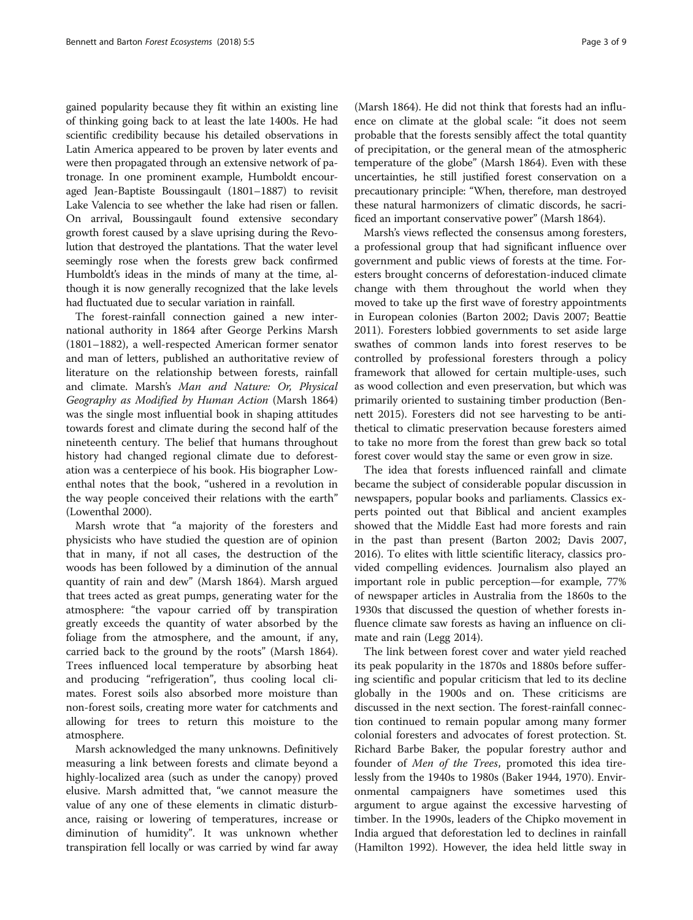gained popularity because they fit within an existing line of thinking going back to at least the late 1400s. He had scientific credibility because his detailed observations in Latin America appeared to be proven by later events and were then propagated through an extensive network of patronage. In one prominent example, Humboldt encouraged Jean-Baptiste Boussingault (1801–1887) to revisit Lake Valencia to see whether the lake had risen or fallen. On arrival, Boussingault found extensive secondary growth forest caused by a slave uprising during the Revolution that destroyed the plantations. That the water level seemingly rose when the forests grew back confirmed Humboldt's ideas in the minds of many at the time, although it is now generally recognized that the lake levels had fluctuated due to secular variation in rainfall.

The forest-rainfall connection gained a new international authority in 1864 after George Perkins Marsh (1801–1882), a well-respected American former senator and man of letters, published an authoritative review of literature on the relationship between forests, rainfall and climate. Marsh's *Man and Nature: Or, Physical Geography as Modified by Human Action* (Marsh 1864) was the single most influential book in shaping attitudes towards forest and climate during the second half of the nineteenth century. The belief that humans throughout history had changed regional climate due to deforestation was a centerpiece of his book. His biographer Lowenthal notes that the book, "ushered in a revolution in the way people conceived their relations with the earth" (Lowenthal 2000).

Marsh wrote that "a majority of the foresters and physicists who have studied the question are of opinion that in many, if not all cases, the destruction of the woods has been followed by a diminution of the annual quantity of rain and dew" (Marsh 1864). Marsh argued that trees acted as great pumps, generating water for the atmosphere: "the vapour carried off by transpiration greatly exceeds the quantity of water absorbed by the foliage from the atmosphere, and the amount, if any, carried back to the ground by the roots" (Marsh 1864). Trees influenced local temperature by absorbing heat and producing "refrigeration", thus cooling local climates. Forest soils also absorbed more moisture than non-forest soils, creating more water for catchments and allowing for trees to return this moisture to the atmosphere.

Marsh acknowledged the many unknowns. Definitively measuring a link between forests and climate beyond a highly-localized area (such as under the canopy) proved elusive. Marsh admitted that, "we cannot measure the value of any one of these elements in climatic disturbance, raising or lowering of temperatures, increase or diminution of humidity". It was unknown whether transpiration fell locally or was carried by wind far away (Marsh 1864). He did not think that forests had an influence on climate at the global scale: "it does not seem probable that the forests sensibly affect the total quantity of precipitation, or the general mean of the atmospheric temperature of the globe" (Marsh 1864). Even with these uncertainties, he still justified forest conservation on a precautionary principle: "When, therefore, man destroyed these natural harmonizers of climatic discords, he sacrificed an important conservative power" (Marsh 1864).

Marsh's views reflected the consensus among foresters, a professional group that had significant influence over government and public views of forests at the time. Foresters brought concerns of deforestation-induced climate change with them throughout the world when they moved to take up the first wave of forestry appointments in European colonies (Barton 2002; Davis 2007; Beattie 2011). Foresters lobbied governments to set aside large swathes of common lands into forest reserves to be controlled by professional foresters through a policy framework that allowed for certain multiple-uses, such as wood collection and even preservation, but which was primarily oriented to sustaining timber production (Bennett 2015). Foresters did not see harvesting to be antithetical to climatic preservation because foresters aimed to take no more from the forest than grew back so total forest cover would stay the same or even grow in size.

The idea that forests influenced rainfall and climate became the subject of considerable popular discussion in newspapers, popular books and parliaments. Classics experts pointed out that Biblical and ancient examples showed that the Middle East had more forests and rain in the past than present (Barton 2002; Davis 2007, 2016). To elites with little scientific literacy, classics provided compelling evidences. Journalism also played an important role in public perception—for example, 77% of newspaper articles in Australia from the 1860s to the 1930s that discussed the question of whether forests influence climate saw forests as having an influence on climate and rain (Legg 2014).

The link between forest cover and water yield reached its peak popularity in the 1870s and 1880s before suffering scientific and popular criticism that led to its decline globally in the 1900s and on. These criticisms are discussed in the next section. The forest-rainfall connection continued to remain popular among many former colonial foresters and advocates of forest protection. St. Richard Barbe Baker, the popular forestry author and founder of *Men of the Trees*, promoted this idea tirelessly from the 1940s to 1980s (Baker 1944, 1970). Environmental campaigners have sometimes used this argument to argue against the excessive harvesting of timber. In the 1990s, leaders of the Chipko movement in India argued that deforestation led to declines in rainfall (Hamilton 1992). However, the idea held little sway in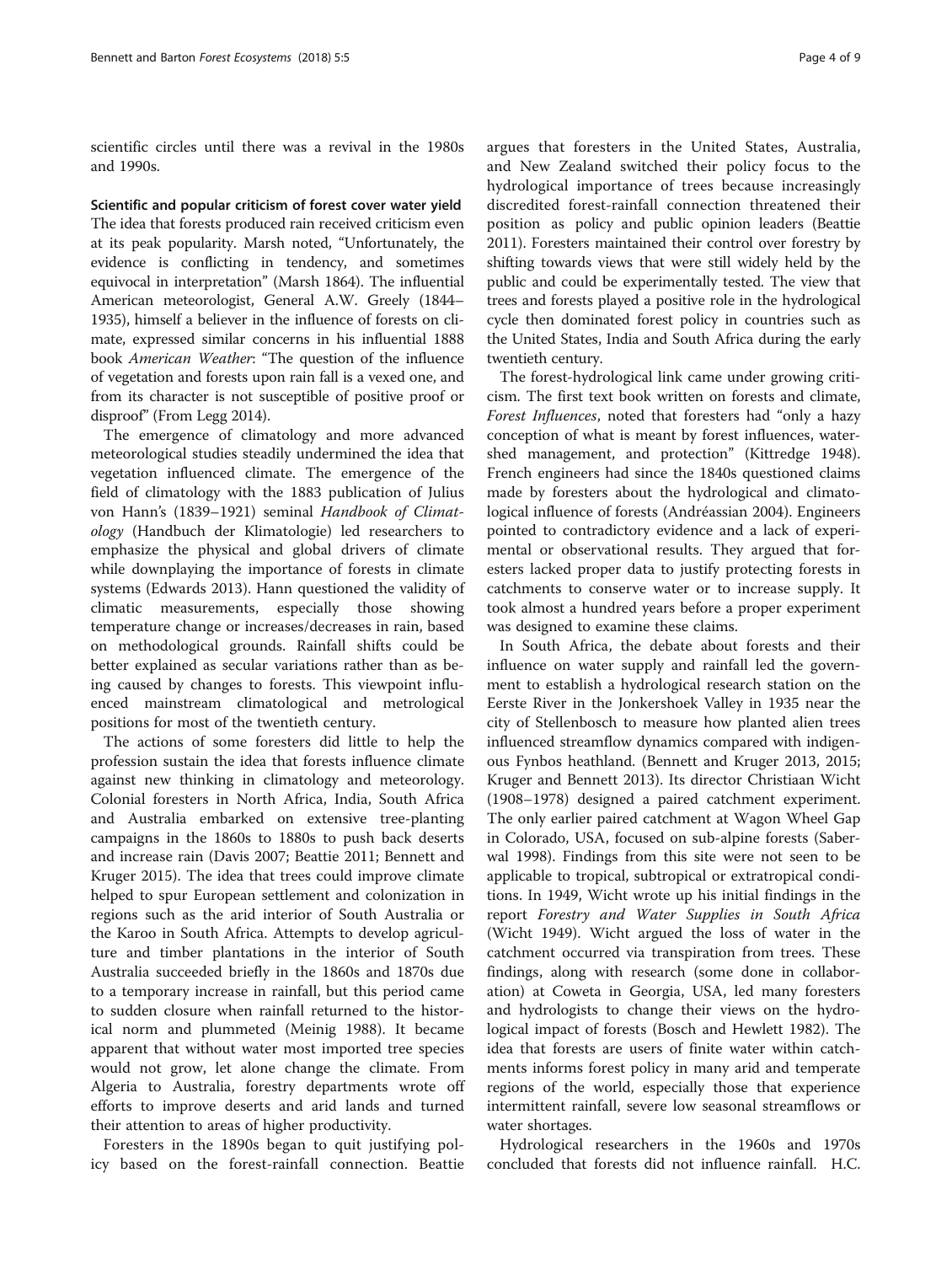scientific circles until there was a revival in the 1980s and 1990s.

### Scientific and popular criticism of forest cover water yield

The idea that forests produced rain received criticism even at its peak popularity. Marsh noted, "Unfortunately, the evidence is conflicting in tendency, and sometimes equivocal in interpretation" (Marsh 1864). The influential American meteorologist, General A.W. Greely (1844–1935), himself a believer in the influence of forests on climate, expressed similar concerns in his influential 1888 book *American Weather*: "The question of the influence of vegetation and forests upon rain fall is a vexed one, and from its character is not susceptible of positive proof or disproof" (From Legg 2014).

The emergence of climatology and more advanced meteorological studies steadily undermined the idea that vegetation influenced climate. The emergence of the field of climatology with the 1883 publication of Julius von Hann's (1839–1921) seminal *Handbook of Climatology* (Handbuch der Klimatologie) led researchers to emphasize the physical and global drivers of climate while downplaying the importance of forests in climate systems (Edwards 2013). Hann questioned the validity of climatic measurements, especially those showing temperature change or increases/decreases in rain, based on methodological grounds. Rainfall shifts could be better explained as secular variations rather than as being caused by changes to forests. This viewpoint influenced mainstream climatological and metrological positions for most of the twentieth century.

The actions of some foresters did little to help the profession sustain the idea that forests influence climate against new thinking in climatology and meteorology. Colonial foresters in North Africa, India, South Africa and Australia embarked on extensive tree-planting campaigns in the 1860s to 1880s to push back deserts and increase rain (Davis 2007; Beattie 2011; Bennett and Kruger 2015). The idea that trees could improve climate helped to spur European settlement and colonization in regions such as the arid interior of South Australia or the Karoo in South Africa. Attempts to develop agriculture and timber plantations in the interior of South Australia succeeded briefly in the 1860s and 1870s due to a temporary increase in rainfall, but this period came to sudden closure when rainfall returned to the historical norm and plummeted (Meinig 1988). It became apparent that without water most imported tree species would not grow, let alone change the climate. From Algeria to Australia, forestry departments wrote off efforts to improve deserts and arid lands and turned their attention to areas of higher productivity.

Foresters in the 1890s began to quit justifying policy based on the forest-rainfall connection. Beattie argues that foresters in the United States, Australia, and New Zealand switched their policy focus to the hydrological importance of trees because increasingly discredited forest-rainfall connection threatened their position as policy and public opinion leaders (Beattie 2011). Foresters maintained their control over forestry by shifting towards views that were still widely held by the public and could be experimentally tested. The view that trees and forests played a positive role in the hydrological cycle then dominated forest policy in countries such as the United States, India and South Africa during the early twentieth century.

The forest-hydrological link came under growing criticism. The first text book written on forests and climate, *Forest Influences*, noted that foresters had "only a hazy conception of what is meant by forest influences, watershed management, and protection" (Kittredge 1948). French engineers had since the 1840s questioned claims made by foresters about the hydrological and climatological influence of forests (Andréassian 2004). Engineers pointed to contradictory evidence and a lack of experimental or observational results. They argued that foresters lacked proper data to justify protecting forests in catchments to conserve water or to increase supply. It took almost a hundred years before a proper experiment was designed to examine these claims.

In South Africa, the debate about forests and their influence on water supply and rainfall led the government to establish a hydrological research station on the Eerste River in the Jonkershoek Valley in 1935 near the city of Stellenbosch to measure how planted alien trees influenced streamflow dynamics compared with indigenous Fynbos heathland. (Bennett and Kruger 2013, 2015; Kruger and Bennett 2013). Its director Christiaan Wicht (1908–1978) designed a paired catchment experiment. The only earlier paired catchment at Wagon Wheel Gap in Colorado, USA, focused on sub-alpine forests (Saberwal 1998). Findings from this site were not seen to be applicable to tropical, subtropical or extratropical conditions. In 1949, Wicht wrote up his initial findings in the report *Forestry and Water Supplies in South Africa* (Wicht 1949). Wicht argued the loss of water in the catchment occurred via transpiration from trees. These findings, along with research (some done in collaboration) at Coweta in Georgia, USA, led many foresters and hydrologists to change their views on the hydrological impact of forests (Bosch and Hewlett 1982). The idea that forests are users of finite water within catchments informs forest policy in many arid and temperate regions of the world, especially those that experience intermittent rainfall, severe low seasonal streamflows or water shortages.

Hydrological researchers in the 1960s and 1970s concluded that forests did not influence rainfall. H.C.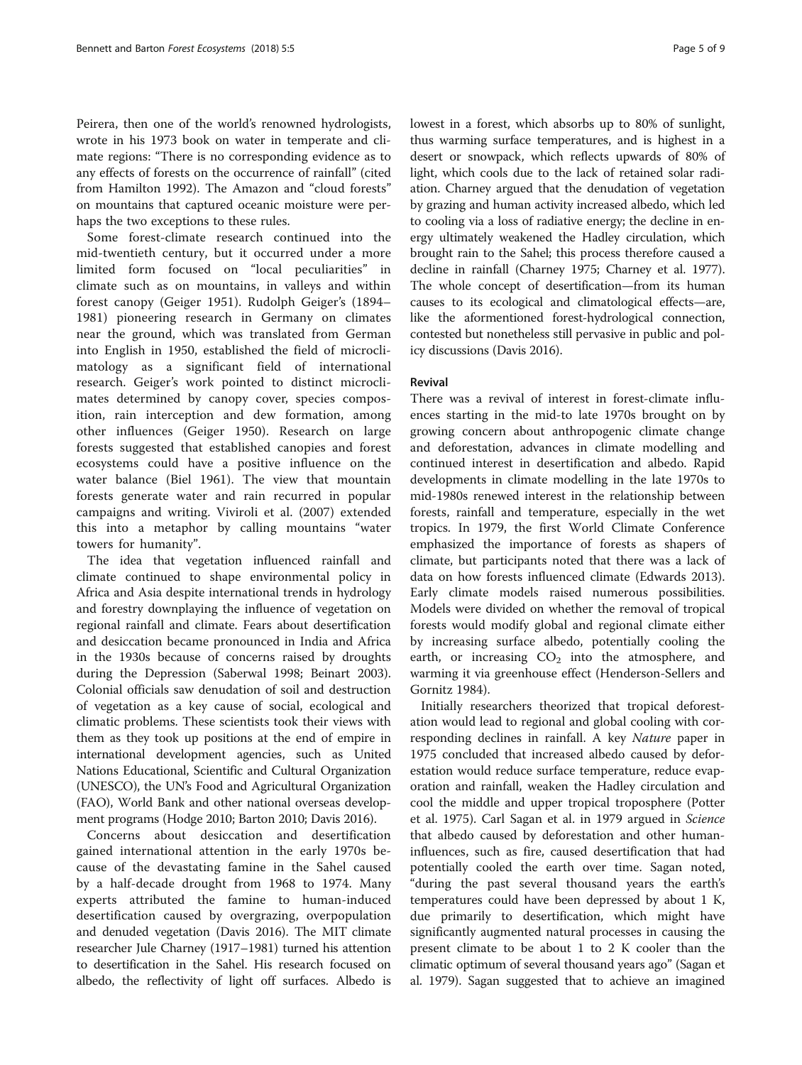Peirera, then one of the world's renowned hydrologists, wrote in his 1973 book on water in temperate and climate regions: "There is no corresponding evidence as to any effects of forests on the occurrence of rainfall" (cited from Hamilton 1992). The Amazon and "cloud forests" on mountains that captured oceanic moisture were perhaps the two exceptions to these rules.

Some forest-climate research continued into the mid-twentieth century, but it occurred under a more limited form focused on "local peculiarities" in climate such as on mountains, in valleys and within forest canopy (Geiger 1951). Rudolph Geiger's (1894–1981) pioneering research in Germany on climates near the ground, which was translated from German into English in 1950, established the field of microclimatology as a significant field of international research. Geiger's work pointed to distinct microclimates determined by canopy cover, species composition, rain interception and dew formation, among other influences (Geiger 1950). Research on large forests suggested that established canopies and forest ecosystems could have a positive influence on the water balance (Biel 1961). The view that mountain forests generate water and rain recurred in popular campaigns and writing. Viviroli et al. (2007) extended this into a metaphor by calling mountains "water towers for humanity".

The idea that vegetation influenced rainfall and climate continued to shape environmental policy in Africa and Asia despite international trends in hydrology and forestry downplaying the influence of vegetation on regional rainfall and climate. Fears about desertification and desiccation became pronounced in India and Africa in the 1930s because of concerns raised by droughts during the Depression (Saberwal 1998; Beinart 2003). Colonial officials saw denudation of soil and destruction of vegetation as a key cause of social, ecological and climatic problems. These scientists took their views with them as they took up positions at the end of empire in international development agencies, such as United Nations Educational, Scientific and Cultural Organization (UNESCO), the UN's Food and Agricultural Organization (FAO), World Bank and other national overseas development programs (Hodge 2010; Barton 2010; Davis 2016).

Concerns about desiccation and desertification gained international attention in the early 1970s because of the devastating famine in the Sahel caused by a half-decade drought from 1968 to 1974. Many experts attributed the famine to human-induced desertification caused by overgrazing, overpopulation and denuded vegetation (Davis 2016). The MIT climate researcher Jule Charney (1917–1981) turned his attention to desertification in the Sahel. His research focused on albedo, the reflectivity of light off surfaces. Albedo is lowest in a forest, which absorbs up to 80% of sunlight, thus warming surface temperatures, and is highest in a desert or snowpack, which reflects upwards of 80% of light, which cools due to the lack of retained solar radiation. Charney argued that the denudation of vegetation by grazing and human activity increased albedo, which led to cooling via a loss of radiative energy; the decline in energy ultimately weakened the Hadley circulation, which brought rain to the Sahel; this process therefore caused a decline in rainfall (Charney 1975; Charney et al. 1977). The whole concept of desertification—from its human causes to its ecological and climatological effects—are, like the aforementioned forest-hydrological connection, contested but nonetheless still pervasive in public and policy discussions (Davis 2016).

## Revival

There was a revival of interest in forest-climate influences starting in the mid-to late 1970s brought on by growing concern about anthropogenic climate change and deforestation, advances in climate modelling and continued interest in desertification and albedo. Rapid developments in climate modelling in the late 1970s to mid-1980s renewed interest in the relationship between forests, rainfall and temperature, especially in the wet tropics. In 1979, the first World Climate Conference emphasized the importance of forests as shapers of climate, but participants noted that there was a lack of data on how forests influenced climate (Edwards 2013). Early climate models raised numerous possibilities. Models were divided on whether the removal of tropical forests would modify global and regional climate either by increasing surface albedo, potentially cooling the earth, or increasing $CO_2$ into the atmosphere, and warming it via greenhouse effect (Henderson-Sellers and Gornitz 1984).

Initially researchers theorized that tropical deforestation would lead to regional and global cooling with corresponding declines in rainfall. A key *Nature* paper in 1975 concluded that increased albedo caused by deforestation would reduce surface temperature, reduce evaporation and rainfall, weaken the Hadley circulation and cool the middle and upper tropical troposphere (Potter et al. 1975). Carl Sagan et al. in 1979 argued in *Science* that albedo caused by deforestation and other human-influences, such as fire, caused desertification that had potentially cooled the earth over time. Sagan noted, "during the past several thousand years the earth's temperatures could have been depressed by about 1 K, due primarily to desertification, which might have significantly augmented natural processes in causing the present climate to be about 1 to 2 K cooler than the climatic optimum of several thousand years ago" (Sagan et al. 1979). Sagan suggested that to achieve an imagined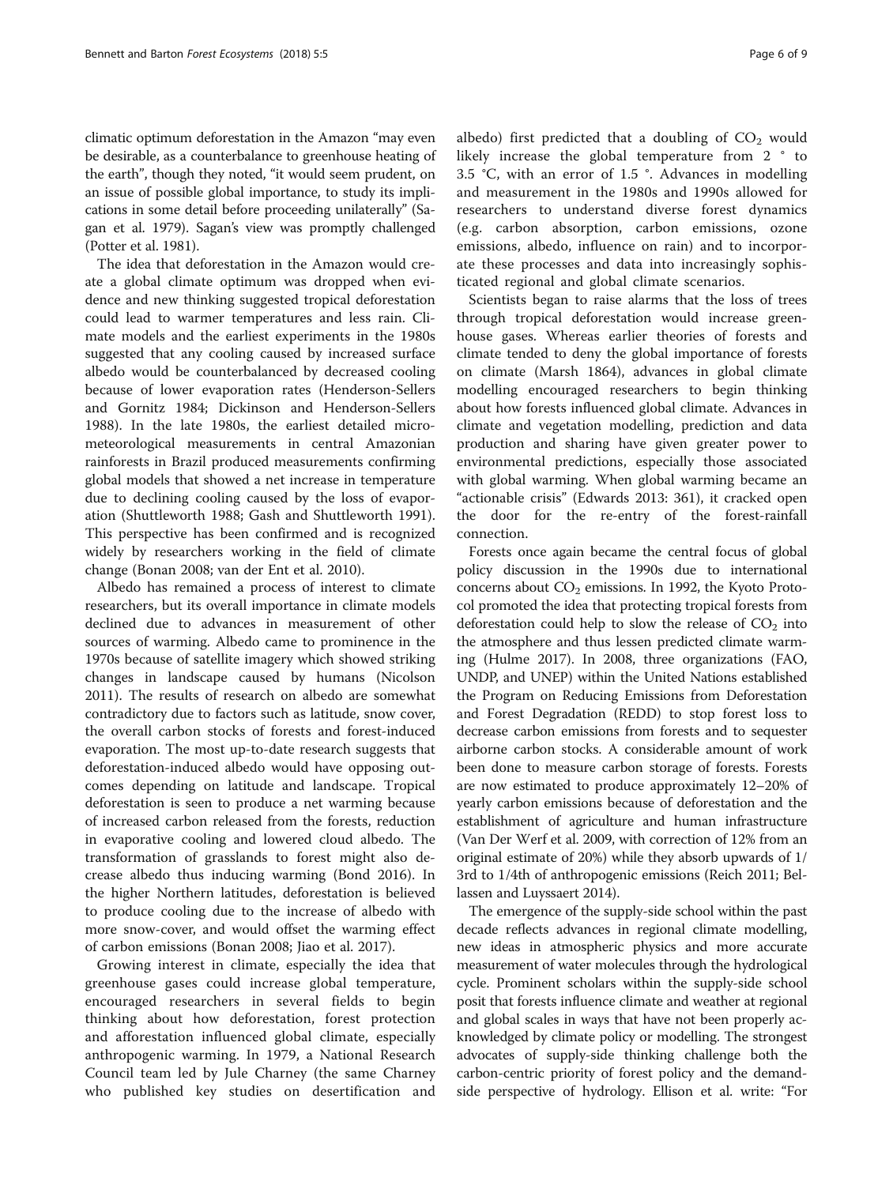climatic optimum deforestation in the Amazon "may even be desirable, as a counterbalance to greenhouse heating of the earth", though they noted, "it would seem prudent, on an issue of possible global importance, to study its implications in some detail before proceeding unilaterally" (Sagan et al. 1979). Sagan's view was promptly challenged (Potter et al. 1981).

The idea that deforestation in the Amazon would create a global climate optimum was dropped when evidence and new thinking suggested tropical deforestation could lead to warmer temperatures and less rain. Climate models and the earliest experiments in the 1980s suggested that any cooling caused by increased surface albedo would be counterbalanced by decreased cooling because of lower evaporation rates (Henderson-Sellers and Gornitz 1984; Dickinson and Henderson-Sellers 1988). In the late 1980s, the earliest detailed micrometeorological measurements in central Amazonian rainforests in Brazil produced measurements confirming global models that showed a net increase in temperature due to declining cooling caused by the loss of evaporation (Shuttleworth 1988; Gash and Shuttleworth 1991). This perspective has been confirmed and is recognized widely by researchers working in the field of climate change (Bonan 2008; van der Ent et al. 2010).

Albedo has remained a process of interest to climate researchers, but its overall importance in climate models declined due to advances in measurement of other sources of warming. Albedo came to prominence in the 1970s because of satellite imagery which showed striking changes in landscape caused by humans (Nicolson 2011). The results of research on albedo are somewhat contradictory due to factors such as latitude, snow cover, the overall carbon stocks of forests and forest-induced evaporation. The most up-to-date research suggests that deforestation-induced albedo would have opposing outcomes depending on latitude and landscape. Tropical deforestation is seen to produce a net warming because of increased carbon released from the forests, reduction in evaporative cooling and lowered cloud albedo. The transformation of grasslands to forest might also decrease albedo thus inducing warming (Bond 2016). In the higher Northern latitudes, deforestation is believed to produce cooling due to the increase of albedo with more snow-cover, and would offset the warming effect of carbon emissions (Bonan 2008; Jiao et al. 2017).

Growing interest in climate, especially the idea that greenhouse gases could increase global temperature, encouraged researchers in several fields to begin thinking about how deforestation, forest protection and afforestation influenced global climate, especially anthropogenic warming. In 1979, a National Research Council team led by Jule Charney (the same Charney who published key studies on desertification and albedo) first predicted that a doubling of $CO_2$ would likely increase the global temperature from 2 ° to 3.5 °C, with an error of 1.5 °. Advances in modelling and measurement in the 1980s and 1990s allowed for researchers to understand diverse forest dynamics (e.g. carbon absorption, carbon emissions, ozone emissions, albedo, influence on rain) and to incorporate these processes and data into increasingly sophisticated regional and global climate scenarios.

Scientists began to raise alarms that the loss of trees through tropical deforestation would increase greenhouse gases. Whereas earlier theories of forests and climate tended to deny the global importance of forests on climate (Marsh 1864), advances in global climate modelling encouraged researchers to begin thinking about how forests influenced global climate. Advances in climate and vegetation modelling, prediction and data production and sharing have given greater power to environmental predictions, especially those associated with global warming. When global warming became an "actionable crisis" (Edwards 2013: 361), it cracked open the door for the re-entry of the forest-rainfall connection.

Forests once again became the central focus of global policy discussion in the 1990s due to international concerns about $CO_2$ emissions. In 1992, the Kyoto Protocol promoted the idea that protecting tropical forests from deforestation could help to slow the release of $CO_2$ into the atmosphere and thus lessen predicted climate warming (Hulme 2017). In 2008, three organizations (FAO, UNDP, and UNEP) within the United Nations established the Program on Reducing Emissions from Deforestation and Forest Degradation (REDD) to stop forest loss to decrease carbon emissions from forests and to sequester airborne carbon stocks. A considerable amount of work been done to measure carbon storage of forests. Forests are now estimated to produce approximately 12–20% of yearly carbon emissions because of deforestation and the establishment of agriculture and human infrastructure (Van Der Werf et al. 2009, with correction of 12% from an original estimate of 20%) while they absorb upwards of 1/3rd to 1/4th of anthropogenic emissions (Reich 2011; Bellassen and Luyssaert 2014).

The emergence of the supply-side school within the past decade reflects advances in regional climate modelling, new ideas in atmospheric physics and more accurate measurement of water molecules through the hydrological cycle. Prominent scholars within the supply-side school posit that forests influence climate and weather at regional and global scales in ways that have not been properly acknowledged by climate policy or modelling. The strongest advocates of supply-side thinking challenge both the carbon-centric priority of forest policy and the demand-side perspective of hydrology. Ellison et al. write: "For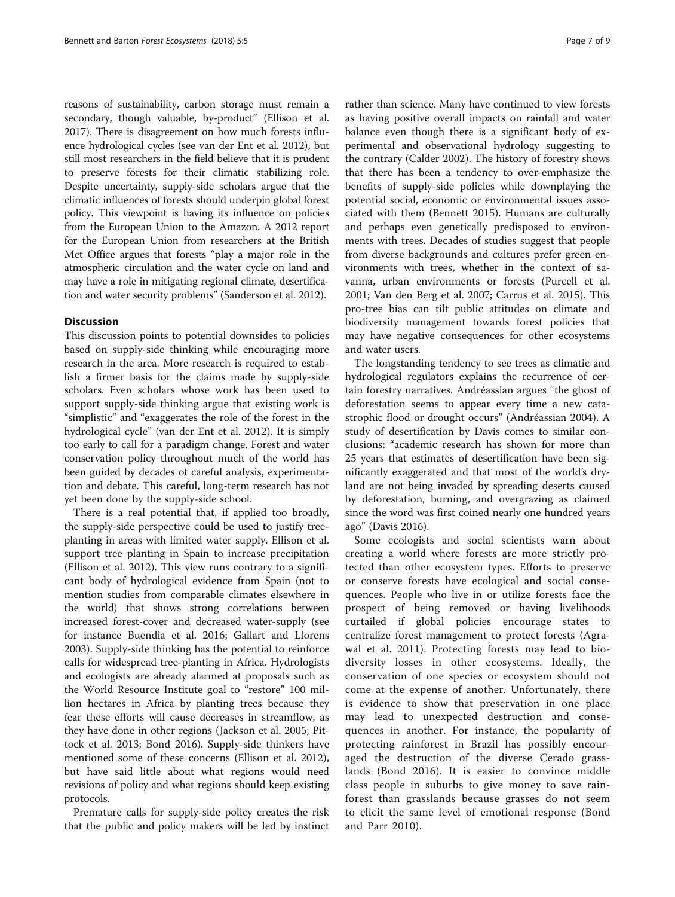reasons of sustainability, carbon storage must remain a secondary, though valuable, by-product" (Ellison et al. 2017). There is disagreement on how much forests influence hydrological cycles (see van der Ent et al. 2012), but still most researchers in the field believe that it is prudent to preserve forests for their climatic stabilizing role. Despite uncertainty, supply-side scholars argue that the climatic influences of forests should underpin global forest policy. This viewpoint is having its influence on policies from the European Union to the Amazon. A 2012 report for the European Union from researchers at the British Met Office argues that forests "play a major role in the atmospheric circulation and the water cycle on land and may have a role in mitigating regional climate, desertification and water security problems" (Sanderson et al. 2012).

## Discussion

This discussion points to potential downsides to policies based on supply-side thinking while encouraging more research in the area. More research is required to establish a firmer basis for the claims made by supply-side scholars. Even scholars whose work has been used to support supply-side thinking argue that existing work is "simplistic" and "exaggerates the role of the forest in the hydrological cycle" (van der Ent et al. 2012). It is simply too early to call for a paradigm change. Forest and water conservation policy throughout much of the world has been guided by decades of careful analysis, experimentation and debate. This careful, long-term research has not yet been done by the supply-side school.

There is a real potential that, if applied too broadly, the supply-side perspective could be used to justify tree-planting in areas with limited water supply. Ellison et al. support tree planting in Spain to increase precipitation (Ellison et al. 2012). This view runs contrary to a significant body of hydrological evidence from Spain (not to mention studies from comparable climates elsewhere in the world) that shows strong correlations between increased forest-cover and decreased water-supply (see for instance Buendia et al. 2016; Gallart and Llorens 2003). Supply-side thinking has the potential to reinforce calls for widespread tree-planting in Africa. Hydrologists and ecologists are already alarmed at proposals such as the World Resource Institute goal to "restore" 100 million hectares in Africa by planting trees because they fear these efforts will cause decreases in streamflow, as they have done in other regions (Jackson et al. 2005; Pittock et al. 2013; Bond 2016). Supply-side thinkers have mentioned some of these concerns (Ellison et al. 2012), but have said little about what regions would need revisions of policy and what regions should keep existing protocols.

Premature calls for supply-side policy creates the risk that the public and policy makers will be led by instinct rather than science. Many have continued to view forests as having positive overall impacts on rainfall and water balance even though there is a significant body of experimental and observational hydrology suggesting to the contrary (Calder 2002). The history of forestry shows that there has been a tendency to over-emphasize the benefits of supply-side policies while downplaying the potential social, economic or environmental issues associated with them (Bennett 2015). Humans are culturally and perhaps even genetically predisposed to environments with trees. Decades of studies suggest that people from diverse backgrounds and cultures prefer green environments with trees, whether in the context of savanna, urban environments or forests (Purcell et al. 2001; Van den Berg et al. 2007; Carrus et al. 2015). This pro-tree bias can tilt public attitudes on climate and biodiversity management towards forest policies that may have negative consequences for other ecosystems and water users.

The longstanding tendency to see trees as climatic and hydrological regulators explains the recurrence of certain forestry narratives. Andréassian argues "the ghost of deforestation seems to appear every time a new catastrophic flood or drought occurs" (Andréassian 2004). A study of desertification by Davis comes to similar conclusions: "academic research has shown for more than 25 years that estimates of desertification have been significantly exaggerated and that most of the world's dryland are not being invaded by spreading deserts caused by deforestation, burning, and overgrazing as claimed since the word was first coined nearly one hundred years ago" (Davis 2016).

Some ecologists and social scientists warn about creating a world where forests are more strictly protected than other ecosystem types. Efforts to preserve or conserve forests have ecological and social consequences. People who live in or utilize forests face the prospect of being removed or having livelihoods curtailed if global policies encourage states to centralize forest management to protect forests (Agrawal et al. 2011). Protecting forests may lead to biodiversity losses in other ecosystems. Ideally, the conservation of one species or ecosystem should not come at the expense of another. Unfortunately, there is evidence to show that preservation in one place may lead to unexpected destruction and consequences in another. For instance, the popularity of protecting rainforest in Brazil has possibly encouraged the destruction of the diverse Cerado grasslands (Bond 2016). It is easier to convince middle class people in suburbs to give money to save rainforest than grasslands because grasses do not seem to elicit the same level of emotional response (Bond and Parr 2010).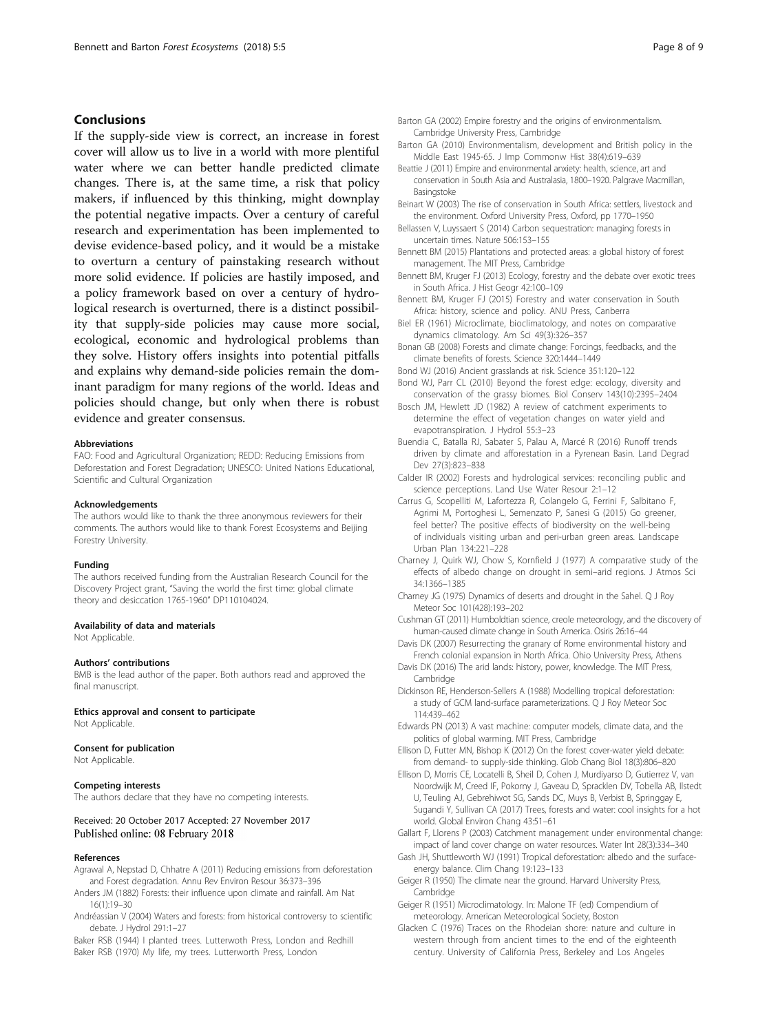## Conclusions

If the supply-side view is correct, an increase in forest cover will allow us to live in a world with more plentiful water where we can better handle predicted climate changes. There is, at the same time, a risk that policy makers, if influenced by this thinking, might downplay the potential negative impacts. Over a century of careful research and experimentation has been implemented to devise evidence-based policy, and it would be a mistake to overturn a century of painstaking research without more solid evidence. If policies are hastily imposed, and a policy framework based on over a century of hydrological research is overturned, there is a distinct possibility that supply-side policies may cause more social, ecological, economic and hydrological problems than they solve. History offers insights into potential pitfalls and explains why demand-side policies remain the dominant paradigm for many regions of the world. Ideas and policies should change, but only when there is robust evidence and greater consensus.

#### Abbreviations

FAO: Food and Agricultural Organization; REDD: Reducing Emissions from Deforestation and Forest Degradation; UNESCO: United Nations Educational, Scientific and Cultural Organization

#### Acknowledgements

The authors would like to thank the three anonymous reviewers for their comments. The authors would like to thank Forest Ecosystems and Beijing Forestry University.

#### Funding

The authors received funding from the Australian Research Council for the Discovery Project grant, "Saving the world the first time: global climate theory and desiccation 1765-1960" DP110104024.

#### Availability of data and materials

Not Applicable.

#### Authors' contributions

BMB is the lead author of the paper. Both authors read and approved the final manuscript.

#### Ethics approval and consent to participate

Not Applicable.

#### Consent for publication

Not Applicable.

#### Competing interests

The authors declare that they have no competing interests.

Received: 20 October 2017 Accepted: 27 November 2017
Published online: 08 February 2018

#### References

Agrawal A, Nepstad D, Chhatre A (2011) Reducing emissions from deforestation and Forest degradation. Annu Rev Environ Resour 36:373–396

Anders JM (1882) Forests: their influence upon climate and rainfall. Am Nat 16(1):19–30

Andréassian V (2004) Waters and forests: from historical controversy to scientific debate. J Hydrol 291:1–27

Baker RSB (1944) I planted trees. Lutterworth Press, London and Redhill

Baker RSB (1970) My life, my trees. Lutterworth Press, London

Barton GA (2002) Empire forestry and the origins of environmentalism. Cambridge University Press, Cambridge

Barton GA (2010) Environmentalism, development and British policy in the Middle East 1945-65. J Imp Commonw Hist 38(4):619–639

Beattie J (2011) Empire and environmental anxiety: health, science, art and conservation in South Asia and Australasia, 1800–1920. Palgrave Macmillan, Basingstoke

Beinart W (2003) The rise of conservation in South Africa: settlers, livestock and the environment. Oxford University Press, Oxford, pp 1770–1950

Bellassen V, Luyssaert S (2014) Carbon sequestration: managing forests in uncertain times. Nature 506:153–155

Bennett BM (2015) Plantations and protected areas: a global history of forest management. The MIT Press, Cambridge

Bennett BM, Kruger FJ (2013) Ecology, forestry and the debate over exotic trees in South Africa. J Hist Geogr 42:100–109

Bennett BM, Kruger FJ (2015) Forestry and water conservation in South Africa: history, science and policy. ANU Press, Canberra

Biel ER (1961) Microclimate, bioclimatology, and notes on comparative dynamics climatology. Am Sci 49(3):326–357

Bonan GB (2008) Forests and climate change: Forcings, feedbacks, and the climate benefits of forests. Science 320:1444–1449

Bond WJ (2016) Ancient grasslands at risk. Science 351:120–122

Bond WJ, Parr CL (2010) Beyond the forest edge: ecology, diversity and conservation of the grassy biomes. Biol Conserv 143(10):2395–2404

Bosch JM, Hewlett JD (1982) A review of catchment experiments to determine the effect of vegetation changes on water yield and evapotranspiration. J Hydrol 55:3–23

Buendia C, Batalla RJ, Sabater S, Palau A, Marcé R (2016) Runoff trends driven by climate and afforestation in a Pyrenean Basin. Land Degrad Dev 27(3):823–838

Calder IR (2002) Forests and hydrological services: reconciling public and science perceptions. Land Use Water Resour 2:1–12

Carrus G, Scopelliti M, Lafortezza R, Colangelo G, Ferrini F, Salbitano F, Agrimi M, Portoghesi L, Semenzato P, Sanesi G (2015) Go greener, feel better? The positive effects of biodiversity on the well-being of individuals visiting urban and peri-urban green areas. Landscape Urban Plan 134:221–228

Charney J, Quirk WJ, Chow S, Kornfield J (1977) A comparative study of the effects of albedo change on drought in semi–arid regions. J Atmos Sci 34:1366–1385

Charney JG (1975) Dynamics of deserts and drought in the Sahel. Q J Roy Meteor Soc 101(428):193–202

Cushman GT (2011) Humboldtian science, creole meteorology, and the discovery of human-caused climate change in South America. Osiris 26:16–44

Davis DK (2007) Resurrecting the granary of Rome environmental history and French colonial expansion in North Africa. Ohio University Press, Athens

Davis DK (2016) The arid lands: history, power, knowledge. The MIT Press, Cambridge

Dickinson RE, Henderson-Sellers A (1988) Modelling tropical deforestation: a study of GCM land-surface parameterizations. Q J Roy Meteor Soc 114:439–462

Edwards PN (2013) A vast machine: computer models, climate data, and the politics of global warming. MIT Press, Cambridge

Ellison D, Futter MN, Bishop K (2012) On the forest cover-water yield debate: from demand- to supply-side thinking. Glob Chang Biol 18(3):806–820

Ellison D, Morris CE, Locatelli B, Sheil D, Cohen J, Murdiyarso D, Gutierrez V, van Noordwijk M, Creed IF, Pokorny J, Gaveau D, Spracklen DV, Tobella AB, Ilstedt U, Teuling AJ, Gebrehiwot SG, Sands DC, Muys B, Verbist B, Springgay E, Sugandi Y, Sullivan CA (2017) Trees, forests and water: cool insights for a hot world. Global Environ Chang 43:51–61

Gallart F, Llorens P (2003) Catchment management under environmental change: impact of land cover change on water resources. Water Int 28(3):334–340

Gash JH, Shuttleworth WJ (1991) Tropical deforestation: albedo and the surface-energy balance. Clim Chang 19:123–133

Geiger R (1950) The climate near the ground. Harvard University Press, Cambridge

Geiger R (1951) Microclimatology. In: Malone TF (ed) Compendium of meteorology. American Meteorological Society, Boston

Glacken C (1976) Traces on the Rhodeian shore: nature and culture in western through from ancient times to the end of the eighteenth century. University of California Press, Berkeley and Los Angeles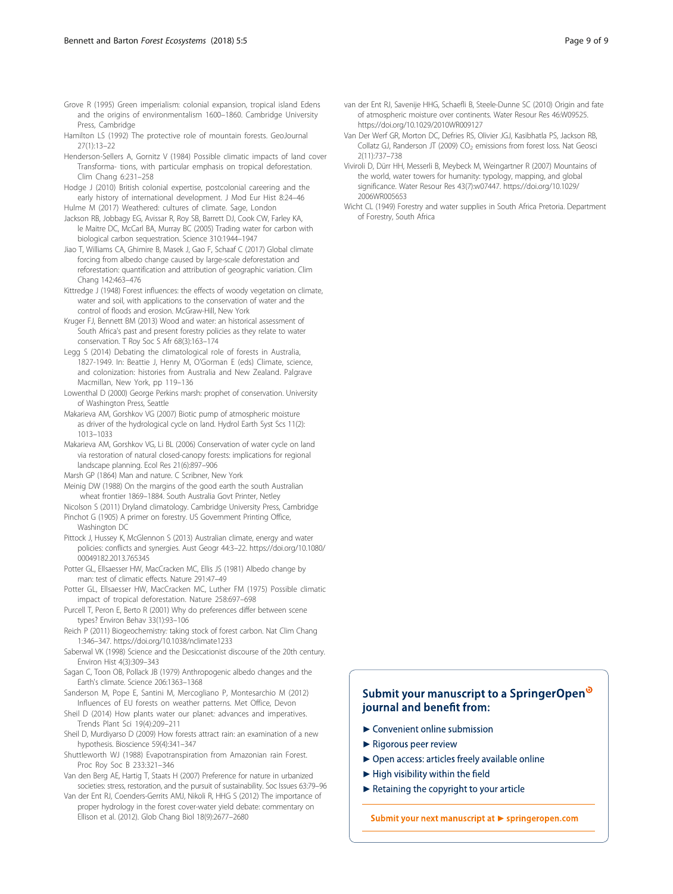Grove R (1995) Green imperialism: colonial expansion, tropical island Edens and the origins of environmentalism 1600–1860. Cambridge University Press, Cambridge

Hamilton LS (1992) The protective role of mountain forests. GeoJournal 27(1):13–22

Henderson-Sellers A, Gornitz V (1984) Possible climatic impacts of land cover Transforma- tions, with particular emphasis on tropical deforestation. Clim Chang 6:231–258

Hodge J (2010) British colonial expertise, postcolonial careering and the early history of international development. J Mod Eur Hist 8:24–46

Hulme M (2017) Weathered: cultures of climate. Sage, London

Jackson RB, Jobbagy EG, Avissar R, Roy SB, Barrett DJ, Cook CW, Farley KA, le Maitre DC, McCarl BA, Murray BC (2005) Trading water for carbon with biological carbon sequestration. Science 310:1944–1947

Jiao T, Williams CA, Ghimire B, Masek J, Gao F, Schaaf C (2017) Global climate forcing from albedo change caused by large-scale deforestation and reforestation: quantification and attribution of geographic variation. Clim Chang 142:463–476

Kittredge J (1948) Forest influences: the effects of woody vegetation on climate, water and soil, with applications to the conservation of water and the control of floods and erosion. McGraw-Hill, New York

Kruger FJ, Bennett BM (2013) Wood and water: an historical assessment of South Africa's past and present forestry policies as they relate to water conservation. T Roy Soc S Afr 68(3):163–174

Legg S (2014) Debating the climatological role of forests in Australia, 1827-1949. In: Beattie J, Henry M, O'Gorman E (eds) Climate, science, and colonization: histories from Australia and New Zealand. Palgrave Macmillan, New York, pp 119–136

Lowenthal D (2000) George Perkins marsh: prophet of conservation. University of Washington Press, Seattle

Makarieva AM, Gorshkov VG (2007) Biotic pump of atmospheric moisture as driver of the hydrological cycle on land. Hydrol Earth Syst Scs 11(2): 1013–1033

Makarieva AM, Gorshkov VG, Li BL (2006) Conservation of water cycle on land via restoration of natural closed-canopy forests: implications for regional landscape planning. Ecol Res 21(6):897–906

Marsh GP (1864) Man and nature. C Scribner, New York

Meinig DW (1988) On the margins of the good earth the south Australian wheat frontier 1869–1884. South Australia Govt Printer, Netley

Nicolson S (2011) Dryland climatology. Cambridge University Press, Cambridge

Pinchot G (1905) A primer on forestry. US Government Printing Office, Washington DC

Pittock J, Hussey K, McGlennon S (2013) Australian climate, energy and water policies: conflicts and synergies. Aust Geogr 44:3–22. https://doi.org/10.1080/00049182.2013.765345

Potter GL, Ellsaesser HW, MacCracken MC, Ellis JS (1981) Albedo change by man: test of climatic effects. Nature 291:47–49

Potter GL, Ellsaesser HW, MacCracken MC, Luther FM (1975) Possible climatic impact of tropical deforestation. Nature 258:697–698

Purcell T, Peron E, Berto R (2001) Why do preferences differ between scene types? Environ Behav 33(1):93–106

Reich P (2011) Biogeochemistry: taking stock of forest carbon. Nat Clim Chang 1:346–347. https://doi.org/10.1038/nclimate1233

Saberwal VK (1998) Science and the Desiccationist discourse of the 20th century. Environ Hist 4(3):309–343

Sagan C, Toon OB, Pollack JB (1979) Anthropogenic albedo changes and the Earth's climate. Science 206:1363–1368

Sanderson M, Pope E, Santini M, Mercogliano P, Montesarchio M (2012) Influences of EU forests on weather patterns. Met Office, Devon

Sheil D (2014) How plants water our planet: advances and imperatives. Trends Plant Sci 19(4):209–211

Sheil D, Murdiyarso D (2009) How forests attract rain: an examination of a new hypothesis. Bioscience 59(4):341–347

Shuttleworth WJ (1988) Evapotranspiration from Amazonian rain Forest. Proc Roy Soc B 233:321–346

Van den Berg AE, Hartig T, Staats H (2007) Preference for nature in urbanized societies: stress, restoration, and the pursuit of sustainability. Soc Issues 63:79–96

Van der Ent RJ, Coenders-Gerrits AMJ, Nikoli R, HHG S (2012) The importance of proper hydrology in the forest cover-water yield debate: commentary on Ellison et al. (2012). Glob Chang Biol 18(9):2677–2680

van der Ent RJ, Savenije HHG, Schaefli B, Steele-Dunne SC (2010) Origin and fate of atmospheric moisture over continents. Water Resour Res 46:W09525. https://doi.org/10.1029/2010WR009127

Van Der Werf GR, Morton DC, Defries RS, Olivier JGJ, Kasibhatla PS, Jackson RB, Collatz GJ, Randerson JT (2009) $CO_2$ emissions from forest loss. Nat Geosci 2(11):737–738

Viviroli D, Dürr HH, Messerli B, Meybeck M, Weingartner R (2007) Mountains of the world, water towers for humanity: typology, mapping, and global significance. Water Resour Res 43(7):w07447. https://doi.org/10.1029/2006WR005653

Wicht CL (1949) Forestry and water supplies in South Africa Pretoria. Department of Forestry, South Africa

**Submit your manuscript to a SpringerOpen journal and benefit from:**

- ► Convenient online submission
- ► Rigorous peer review
- ► Open access: articles freely available online
- ► High visibility within the field
- ► Retaining the copyright to your article

**Submit your next manuscript at ► springeropen.com**